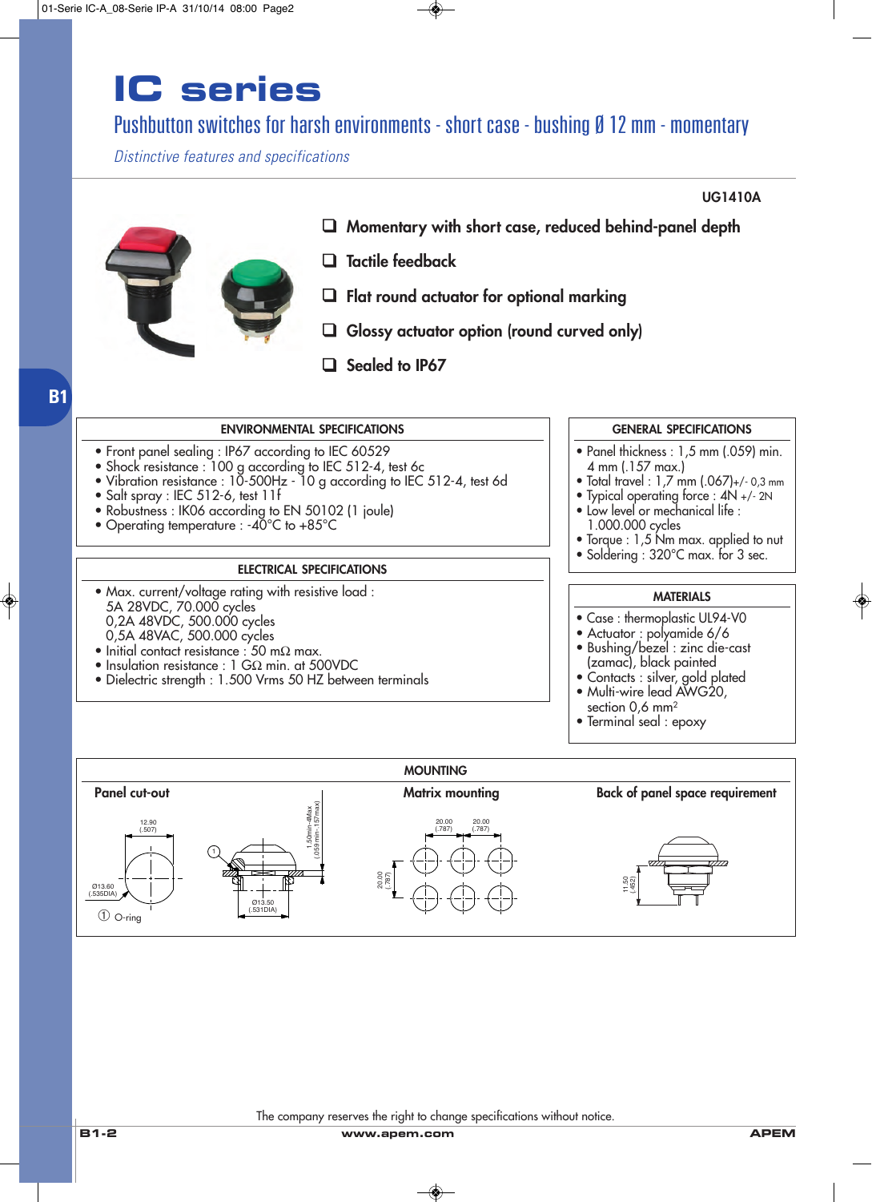# IC series

## Pushbutton switches for harsh environments - short case - bushing Ø 12 mm - momentary

*Distinctive features and specifications*

UG1410A

- ❑ **Momentary with short case, reduced behind-panel depth**
- ❑ **Tactile feedback**
- ❑ **Flat round actuator for optional marking**
- ❑ **Glossy actuator option (round curved only)**
- ❑ **Sealed to IP67**

### ENVIRONMENTAL SPECIFICATIONS

- Front panel sealing : IP67 according to IEC 60529
- Shock resistance : 100 g according to IEC 512-4, test 6c
- Vibration resistance : 10-500Hz - 10 g according to IEC 512-4, test 6d
- Salt spray : IEC 512-6, test 11f
- Robustness : IK06 according to EN 50102 (1 joule)
- Operating temperature : -40°C to +85°C

### ELECTRICAL SPECIFICATIONS

- Max. current/voltage rating with resistive load :
  5A 28VDC, 70.000 cycles
  0,2A 48VDC, 500.000 cycles
  0,5A 48VAC, 500.000 cycles
- Initial contact resistance : 50 mΩ max.
- Insulation resistance : 1 GΩ min. at 500VDC
- Dielectric strength : 1.500 Vrms 50 HZ between terminals

### GENERAL SPECIFICATIONS

- Panel thickness : 1,5 mm (.059) min. 4 mm (.157 max.)
- Total travel : 1,7 mm (.067)+/- 0,3 mm
- Typical operating force : 4N +/- 2N
- Low level or mechanical life : 1.000.000 cycles
- Torque : 1,5 Nm max. applied to nut
- Soldering : 320°C max. for 3 sec.

### MATERIALS

- Case : thermoplastic UL94-V0
- Actuator : polyamide 6/6
- Bushing/bezel : zinc die-cast (zamac), black painted
- Contacts : silver, gold plated
- Multi-wire lead AWG20, section 0,6 mm$^2$
- Terminal seal : epoxy

### MOUNTING

**Panel cut-out**

12.90 (.507)
Ø13.60 (.535DIA)
1.50min-4Max (.059min-.157max)
Ø13.50 (.531DIA)
① O-ring

**Matrix mounting**

20.00 (.787) 20.00 (.787)
20.00 (.787)

**Back of panel space requirement**

11.50 (.452)

The company reserves the right to change specifications without notice.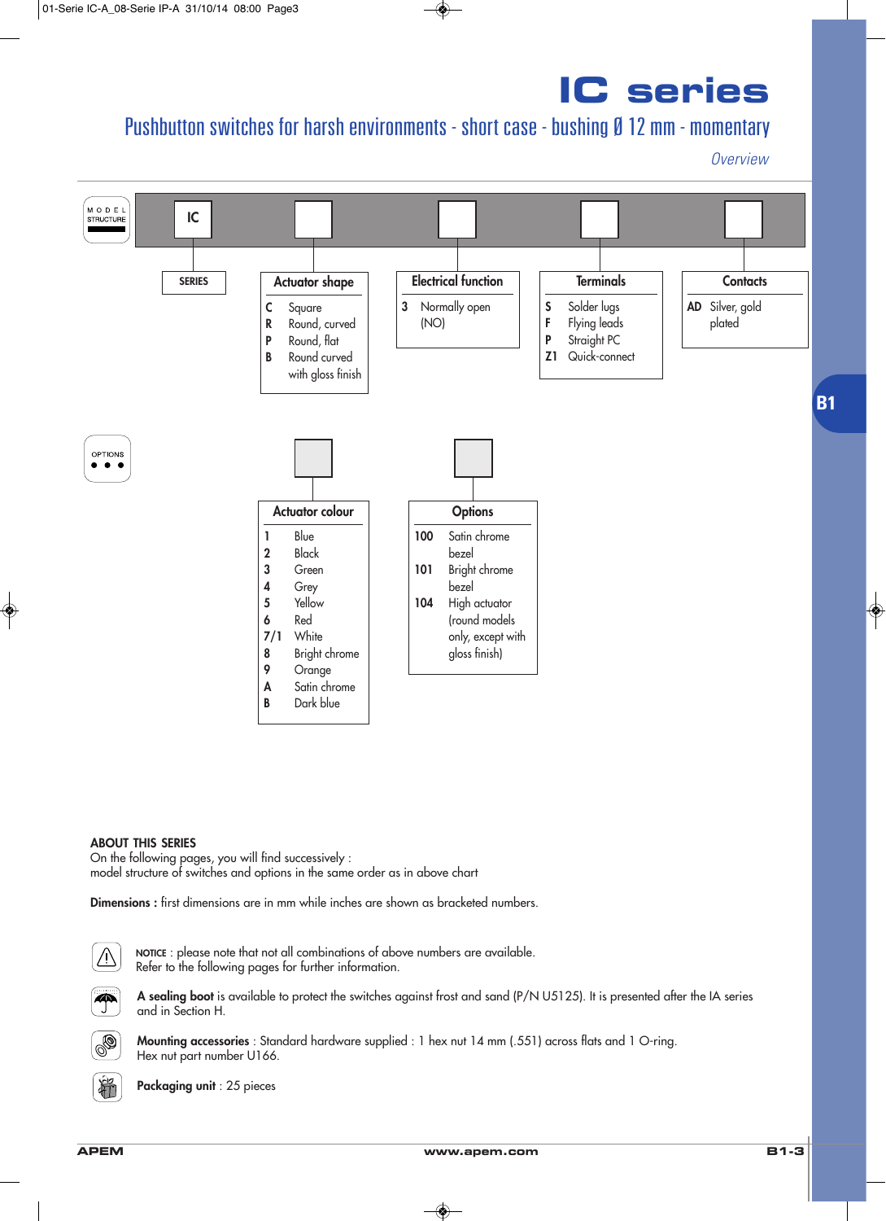# IC series

## Pushbutton switches for harsh environments - short case - bushing Ø 12 mm - momentary

*Overview*

**MODEL STRUCTURE**

| IC | | | | |
|---|---|---|---|---|

**SERIES**

**Actuator shape**

| Code | Description |
|---|---|
| C | Square |
| R | Round, curved |
| P | Round, flat |
| B | Round curved with gloss finish |

**Electrical function**

| Code | Description |
|---|---|
| 3 | Normally open (NO) |

**Terminals**

| Code | Description |
|---|---|
| S | Solder lugs |
| F | Flying leads |
| P | Straight PC |
| Z1 | Quick-connect |

**Contacts**

| Code | Description |
|---|---|
| AD | Silver, gold plated |

**OPTIONS**

**Actuator colour**

| Code | Description |
|---|---|
| 1 | Blue |
| 2 | Black |
| 3 | Green |
| 4 | Grey |
| 5 | Yellow |
| 6 | Red |
| 7/1 | White |
| 8 | Bright chrome |
| 9 | Orange |
| A | Satin chrome |
| B | Dark blue |

**Options**

| Code | Description |
|---|---|
| 100 | Satin chrome bezel |
| 101 | Bright chrome bezel |
| 104 | High actuator (round models only, except with gloss finish) |

**ABOUT THIS SERIES**
On the following pages, you will find successively :
model structure of switches and options in the same order as in above chart

**Dimensions :** first dimensions are in mm while inches are shown as bracketed numbers.

NOTICE : please note that not all combinations of above numbers are available.
Refer to the following pages for further information.

**A sealing boot** is available to protect the switches against frost and sand (P/N U5125). It is presented after the IA series and in Section H.

**Mounting accessories** : Standard hardware supplied : 1 hex nut 14 mm (.551) across flats and 1 O-ring.
Hex nut part number U166.

**Packaging unit** : 25 pieces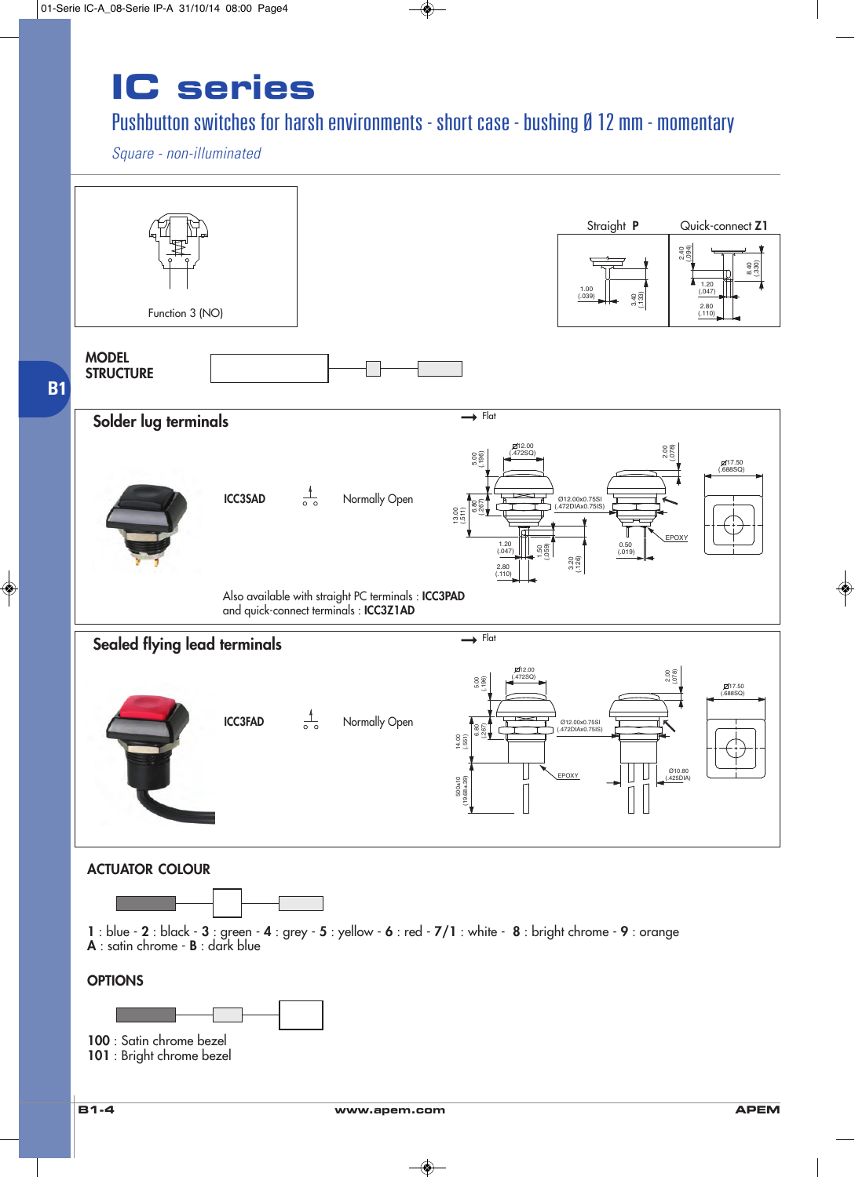# IC series

## Pushbutton switches for harsh environments - short case - bushing Ø 12 mm - momentary

*Square - non-illuminated*

Function 3 (NO)

Straight **P** | Quick-connect **Z1**

**MODEL STRUCTURE**

### Solder lug terminals

| Part | Function |
|---|---|
| **ICC3SAD** | Normally Open |

Also available with straight PC terminals : **ICC3PAD**
and quick-connect terminals : **ICC3Z1AD**

### Sealed flying lead terminals

| Part | Function |
|---|---|
| **ICC3FAD** | Normally Open |

### ACTUATOR COLOUR

**1** : blue - **2** : black - **3** : green - **4** : grey - **5** : yellow - **6** : red - **7/1** : white - **8** : bright chrome - **9** : orange
**A** : satin chrome - **B** : dark blue

### OPTIONS

**100** : Satin chrome bezel
**101** : Bright chrome bezel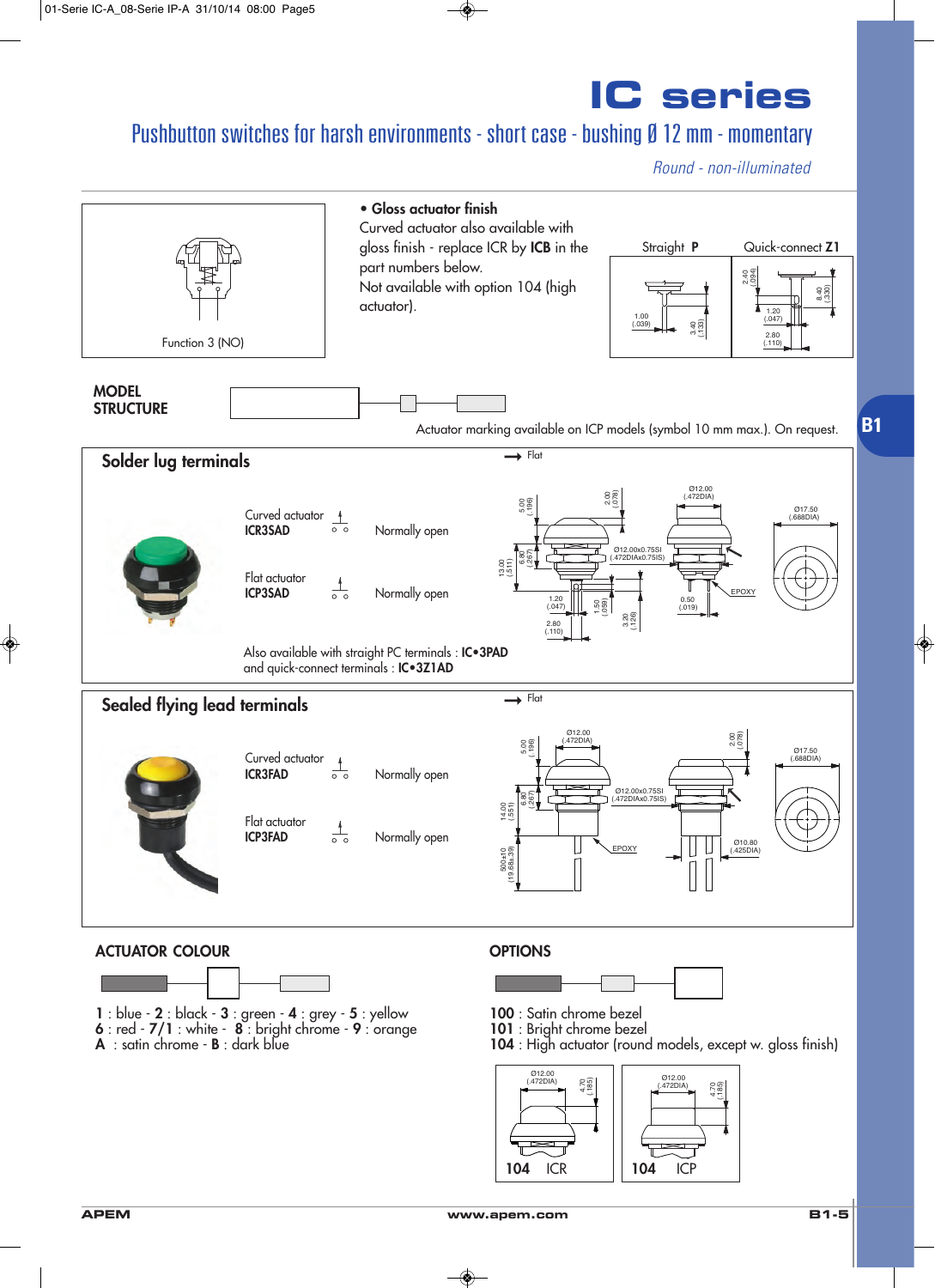# IC series

## Pushbutton switches for harsh environments - short case - bushing Ø 12 mm - momentary

*Round - non-illuminated*

Function 3 (NO)

**• Gloss actuator finish**
Curved actuator also available with gloss finish - replace ICR by **ICB** in the part numbers below.
Not available with option 104 (high actuator).

Straight **P** — Quick-connect **Z1**

**MODEL STRUCTURE**

Actuator marking available on ICP models (symbol 10 mm max.). On request.

### Solder lug terminals

| Actuator | Part number | Function |
|---|---|---|
| Curved actuator | **ICR3SAD** | Normally open |
| Flat actuator | **ICP3SAD** | Normally open |

Also available with straight PC terminals : **IC•3PAD**
and quick-connect terminals : **IC•3Z1AD**

### Sealed flying lead terminals

| Actuator | Part number | Function |
|---|---|---|
| Curved actuator | **ICR3FAD** | Normally open |
| Flat actuator | **ICP3FAD** | Normally open |

### ACTUATOR COLOUR

**1** : blue - **2** : black - **3** : green - **4** : grey - **5** : yellow
**6** : red - **7/1** : white - **8** : bright chrome - **9** : orange
**A** : satin chrome - **B** : dark blue

### OPTIONS

**100** : Satin chrome bezel
**101** : Bright chrome bezel
**104** : High actuator (round models, except w. gloss finish)

**104** ICR — **104** ICP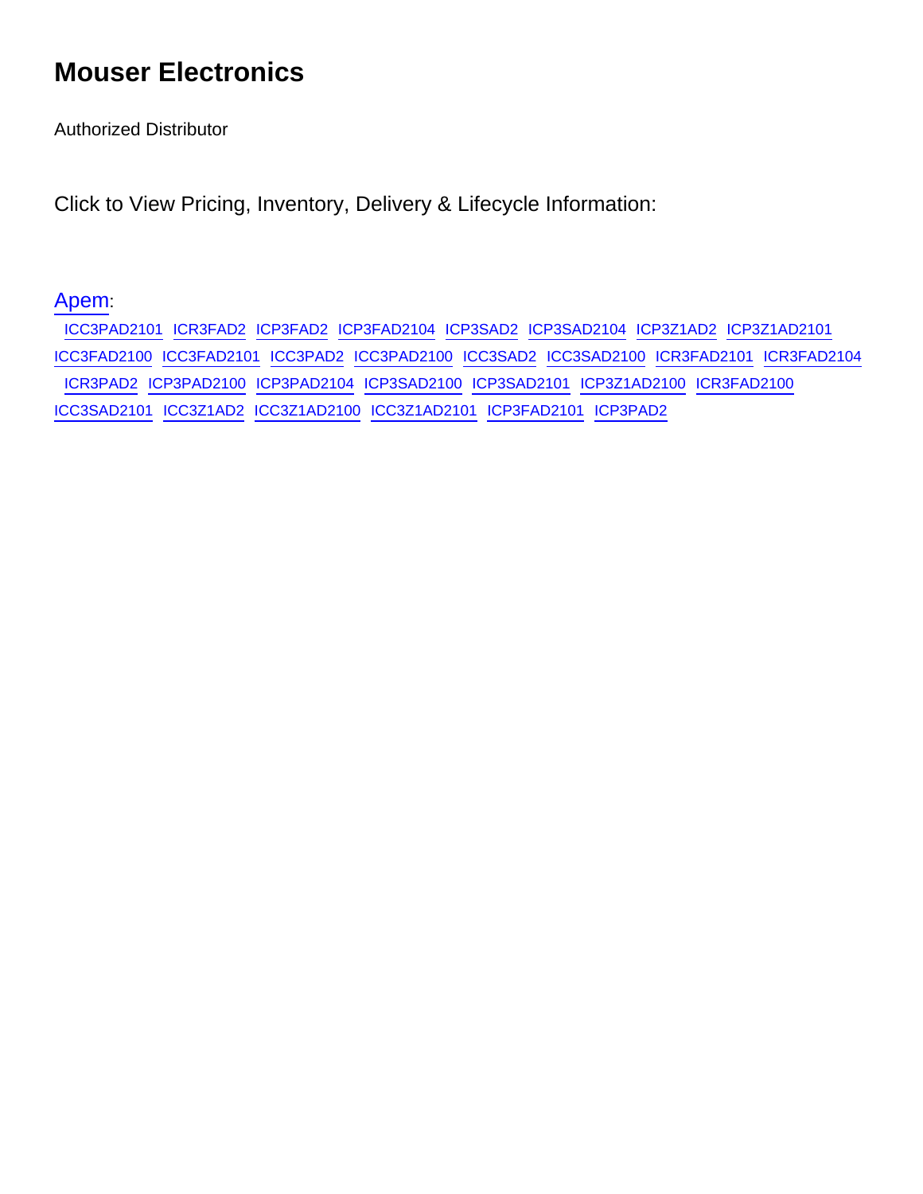# Mouser Electronics

Authorized Distributor

Click to View Pricing, Inventory, Delivery & Lifecycle Information:

Apem:

ICC3PAD2101 ICR3FAD2 ICP3FAD2 ICP3FAD2104 ICP3SAD2 ICP3SAD2104 ICP3Z1AD2 ICP3Z1AD2101 ICC3FAD2100 ICC3FAD2101 ICC3PAD2 ICC3PAD2100 ICC3SAD2 ICC3SAD2100 ICR3FAD2101 ICR3FAD2104 ICR3PAD2 ICP3PAD2100 ICP3PAD2104 ICP3SAD2100 ICP3SAD2101 ICP3Z1AD2100 ICR3FAD2100 ICC3SAD2101 ICC3Z1AD2 ICC3Z1AD2100 ICC3Z1AD2101 ICP3FAD2101 ICP3PAD2